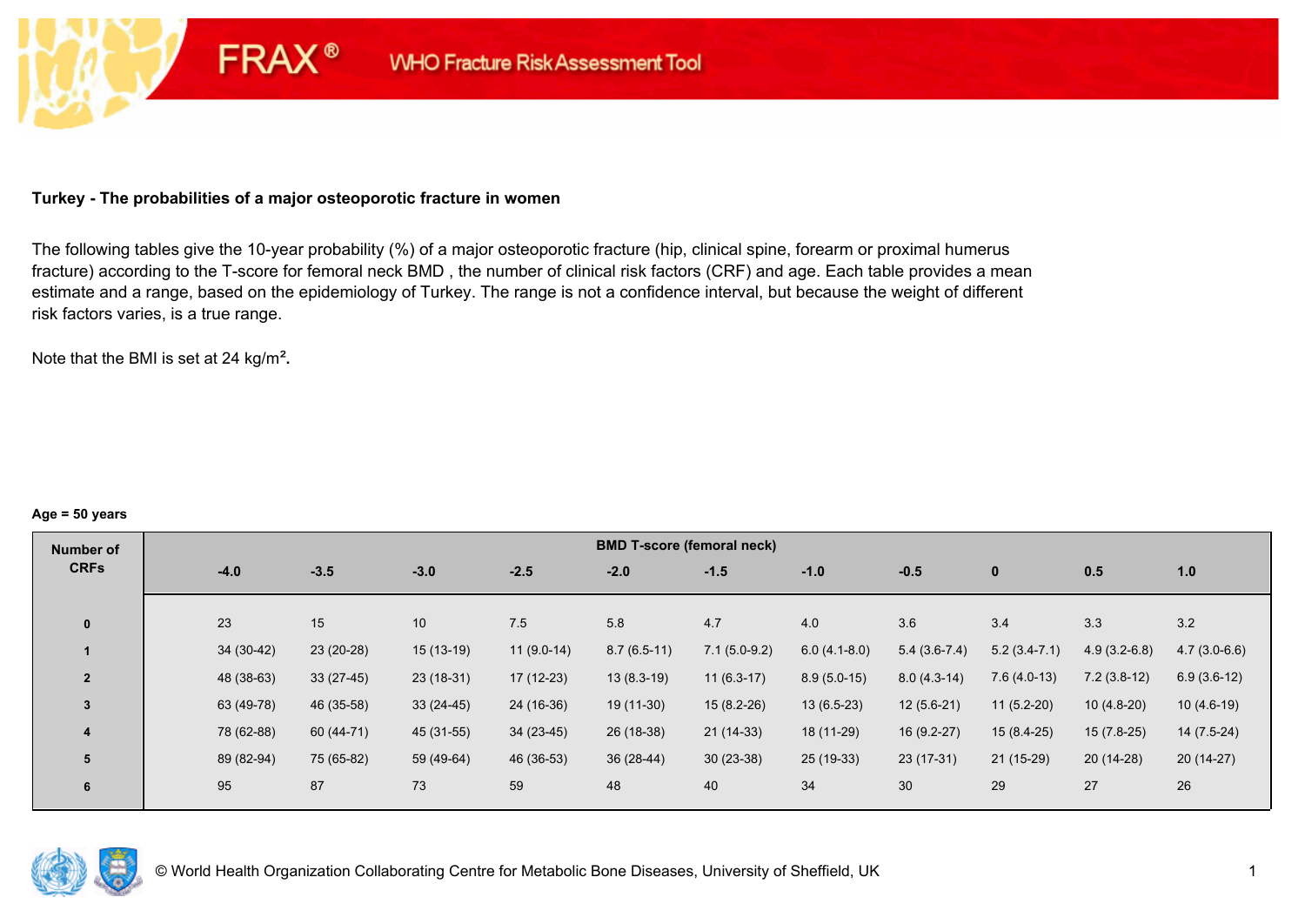FRAX® WHO Fracture Risk Assessment Tool

### Turkey - The probabilities of a major osteoporotic fracture in women

The following tables give the 10-year probability (%) of a major osteoporotic fracture (hip, clinical spine, forearm or proximal humerus fracture) according to the T-score for femoral neck BMD , the number of clinical risk factors (CRF) and age. Each table provides a mean estimate and a range, based on the epidemiology of Turkey. The range is not a confidence interval, but because the weight of different risk factors varies, is a true range.

Note that the BMI is set at 24 kg/m².

**Age = 50 years**

| Number of CRFs | BMD T-score (femoral neck) | | | | | | | | | | |
|---|---|---|---|---|---|---|---|---|---|---|---|
| | -4.0 | -3.5 | -3.0 | -2.5 | -2.0 | -1.5 | -1.0 | -0.5 | 0 | 0.5 | 1.0 |
| 0 | 23 | 15 | 10 | 7.5 | 5.8 | 4.7 | 4.0 | 3.6 | 3.4 | 3.3 | 3.2 |
| 1 | 34 (30-42) | 23 (20-28) | 15 (13-19) | 11 (9.0-14) | 8.7 (6.5-11) | 7.1 (5.0-9.2) | 6.0 (4.1-8.0) | 5.4 (3.6-7.4) | 5.2 (3.4-7.1) | 4.9 (3.2-6.8) | 4.7 (3.0-6.6) |
| 2 | 48 (38-63) | 33 (27-45) | 23 (18-31) | 17 (12-23) | 13 (8.3-19) | 11 (6.3-17) | 8.9 (5.0-15) | 8.0 (4.3-14) | 7.6 (4.0-13) | 7.2 (3.8-12) | 6.9 (3.6-12) |
| 3 | 63 (49-78) | 46 (35-58) | 33 (24-45) | 24 (16-36) | 19 (11-30) | 15 (8.2-26) | 13 (6.5-23) | 12 (5.6-21) | 11 (5.2-20) | 10 (4.8-20) | 10 (4.6-19) |
| 4 | 78 (62-88) | 60 (44-71) | 45 (31-55) | 34 (23-45) | 26 (18-38) | 21 (14-33) | 18 (11-29) | 16 (9.2-27) | 15 (8.4-25) | 15 (7.8-25) | 14 (7.5-24) |
| 5 | 89 (82-94) | 75 (65-82) | 59 (49-64) | 46 (36-53) | 36 (28-44) | 30 (23-38) | 25 (19-33) | 23 (17-31) | 21 (15-29) | 20 (14-28) | 20 (14-27) |
| 6 | 95 | 87 | 73 | 59 | 48 | 40 | 34 | 30 | 29 | 27 | 26 |

© World Health Organization Collaborating Centre for Metabolic Bone Diseases, University of Sheffield, UK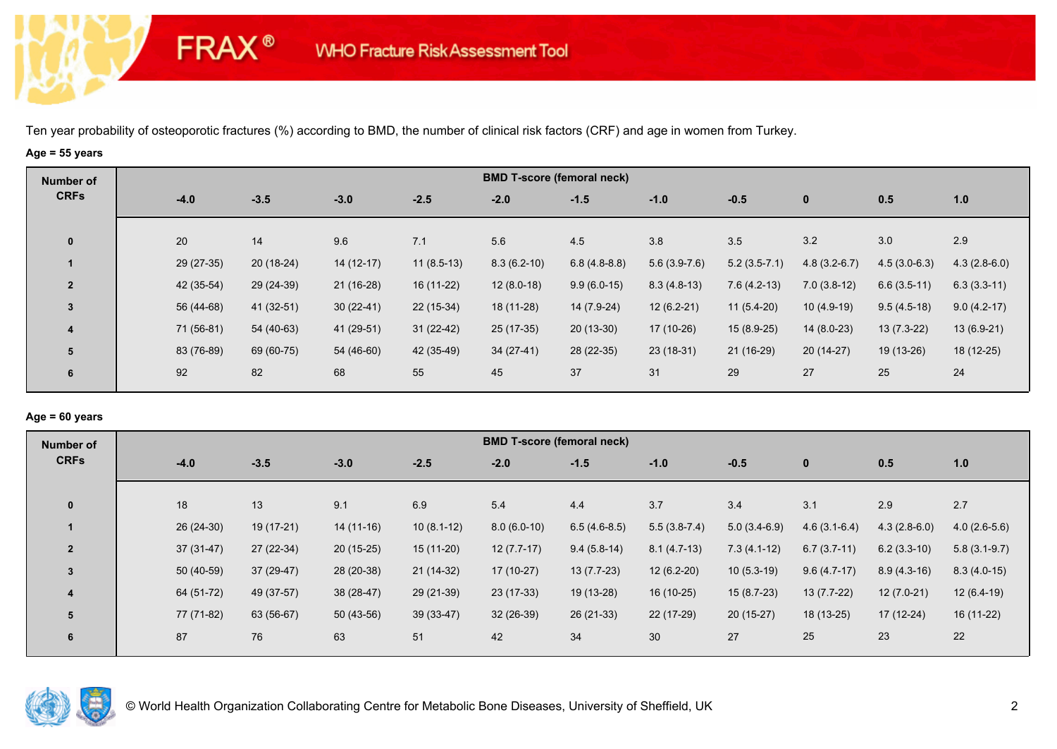Ten year probability of osteoporotic fractures (%) according to BMD, the number of clinical risk factors (CRF) and age in women from Turkey.

**Age = 55 years**

| Number of CRFs | BMD T-score (femoral neck) | | | | | | | | | | |
|---|---|---|---|---|---|---|---|---|---|---|---|
| | -4.0 | -3.5 | -3.0 | -2.5 | -2.0 | -1.5 | -1.0 | -0.5 | 0 | 0.5 | 1.0 |
| 0 | 20 | 14 | 9.6 | 7.1 | 5.6 | 4.5 | 3.8 | 3.5 | 3.2 | 3.0 | 2.9 |
| 1 | 29 (27-35) | 20 (18-24) | 14 (12-17) | 11 (8.5-13) | 8.3 (6.2-10) | 6.8 (4.8-8.8) | 5.6 (3.9-7.6) | 5.2 (3.5-7.1) | 4.8 (3.2-6.7) | 4.5 (3.0-6.3) | 4.3 (2.8-6.0) |
| 2 | 42 (35-54) | 29 (24-39) | 21 (16-28) | 16 (11-22) | 12 (8.0-18) | 9.9 (6.0-15) | 8.3 (4.8-13) | 7.6 (4.2-13) | 7.0 (3.8-12) | 6.6 (3.5-11) | 6.3 (3.3-11) |
| 3 | 56 (44-68) | 41 (32-51) | 30 (22-41) | 22 (15-34) | 18 (11-28) | 14 (7.9-24) | 12 (6.2-21) | 11 (5.4-20) | 10 (4.9-19) | 9.5 (4.5-18) | 9.0 (4.2-17) |
| 4 | 71 (56-81) | 54 (40-63) | 41 (29-51) | 31 (22-42) | 25 (17-35) | 20 (13-30) | 17 (10-26) | 15 (8.9-25) | 14 (8.0-23) | 13 (7.3-22) | 13 (6.9-21) |
| 5 | 83 (76-89) | 69 (60-75) | 54 (46-60) | 42 (35-49) | 34 (27-41) | 28 (22-35) | 23 (18-31) | 21 (16-29) | 20 (14-27) | 19 (13-26) | 18 (12-25) |
| 6 | 92 | 82 | 68 | 55 | 45 | 37 | 31 | 29 | 27 | 25 | 24 |

**Age = 60 years**

| Number of CRFs | BMD T-score (femoral neck) | | | | | | | | | | |
|---|---|---|---|---|---|---|---|---|---|---|---|
| | -4.0 | -3.5 | -3.0 | -2.5 | -2.0 | -1.5 | -1.0 | -0.5 | 0 | 0.5 | 1.0 |
| 0 | 18 | 13 | 9.1 | 6.9 | 5.4 | 4.4 | 3.7 | 3.4 | 3.1 | 2.9 | 2.7 |
| 1 | 26 (24-30) | 19 (17-21) | 14 (11-16) | 10 (8.1-12) | 8.0 (6.0-10) | 6.5 (4.6-8.5) | 5.5 (3.8-7.4) | 5.0 (3.4-6.9) | 4.6 (3.1-6.4) | 4.3 (2.8-6.0) | 4.0 (2.6-5.6) |
| 2 | 37 (31-47) | 27 (22-34) | 20 (15-25) | 15 (11-20) | 12 (7.7-17) | 9.4 (5.8-14) | 8.1 (4.7-13) | 7.3 (4.1-12) | 6.7 (3.7-11) | 6.2 (3.3-10) | 5.8 (3.1-9.7) |
| 3 | 50 (40-59) | 37 (29-47) | 28 (20-38) | 21 (14-32) | 17 (10-27) | 13 (7.7-23) | 12 (6.2-20) | 10 (5.3-19) | 9.6 (4.7-17) | 8.9 (4.3-16) | 8.3 (4.0-15) |
| 4 | 64 (51-72) | 49 (37-57) | 38 (28-47) | 29 (21-39) | 23 (17-33) | 19 (13-28) | 16 (10-25) | 15 (8.7-23) | 13 (7.7-22) | 12 (7.0-21) | 12 (6.4-19) |
| 5 | 77 (71-82) | 63 (56-67) | 50 (43-56) | 39 (33-47) | 32 (26-39) | 26 (21-33) | 22 (17-29) | 20 (15-27) | 18 (13-25) | 17 (12-24) | 16 (11-22) |
| 6 | 87 | 76 | 63 | 51 | 42 | 34 | 30 | 27 | 25 | 23 | 22 |

© World Health Organization Collaborating Centre for Metabolic Bone Diseases, University of Sheffield, UK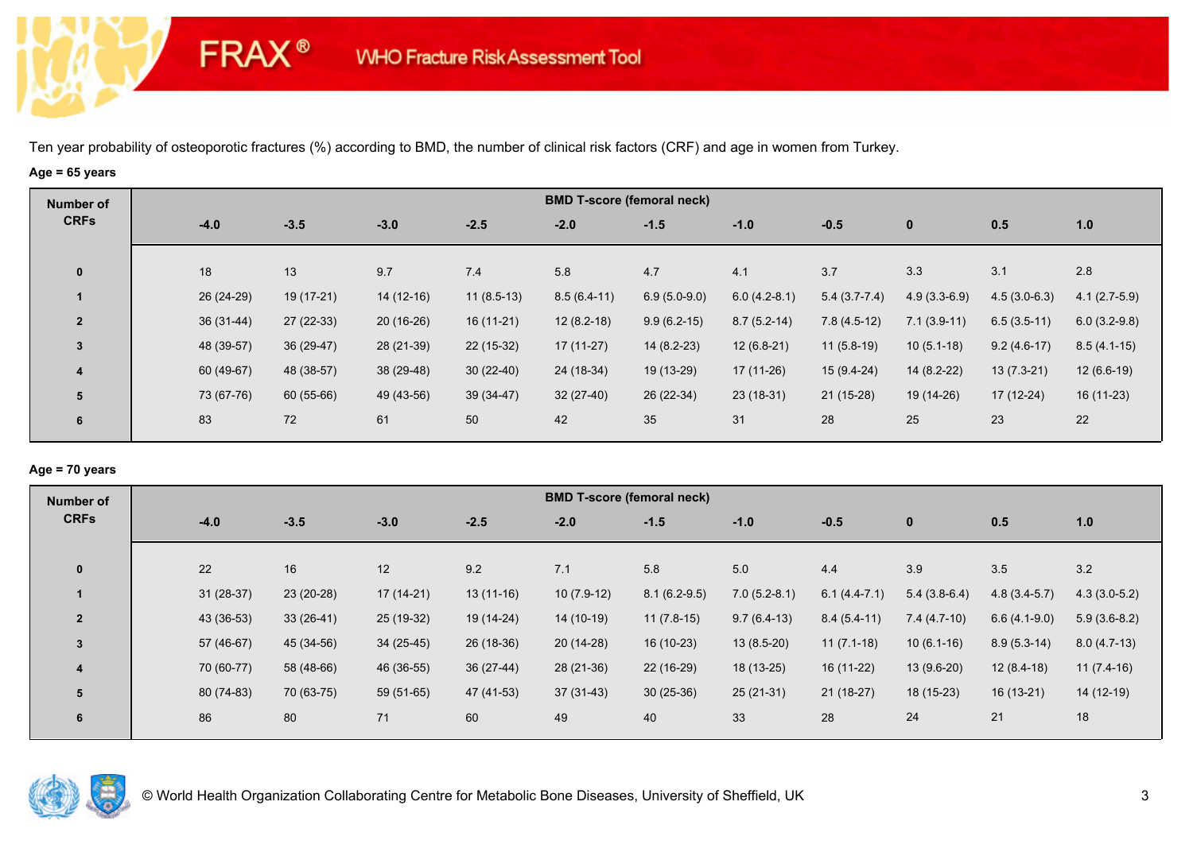# FRAX® WHO Fracture Risk Assessment Tool

Ten year probability of osteoporotic fractures (%) according to BMD, the number of clinical risk factors (CRF) and age in women from Turkey.

**Age = 65 years**

| Number of CRFs | BMD T-score (femoral neck) | | | | | | | | | | |
|---|---|---|---|---|---|---|---|---|---|---|---|
| | -4.0 | -3.5 | -3.0 | -2.5 | -2.0 | -1.5 | -1.0 | -0.5 | 0 | 0.5 | 1.0 |
| 0 | 18 | 13 | 9.7 | 7.4 | 5.8 | 4.7 | 4.1 | 3.7 | 3.3 | 3.1 | 2.8 |
| 1 | 26 (24-29) | 19 (17-21) | 14 (12-16) | 11 (8.5-13) | 8.5 (6.4-11) | 6.9 (5.0-9.0) | 6.0 (4.2-8.1) | 5.4 (3.7-7.4) | 4.9 (3.3-6.9) | 4.5 (3.0-6.3) | 4.1 (2.7-5.9) |
| 2 | 36 (31-44) | 27 (22-33) | 20 (16-26) | 16 (11-21) | 12 (8.2-18) | 9.9 (6.2-15) | 8.7 (5.2-14) | 7.8 (4.5-12) | 7.1 (3.9-11) | 6.5 (3.5-11) | 6.0 (3.2-9.8) |
| 3 | 48 (39-57) | 36 (29-47) | 28 (21-39) | 22 (15-32) | 17 (11-27) | 14 (8.2-23) | 12 (6.8-21) | 11 (5.8-19) | 10 (5.1-18) | 9.2 (4.6-17) | 8.5 (4.1-15) |
| 4 | 60 (49-67) | 48 (38-57) | 38 (29-48) | 30 (22-40) | 24 (18-34) | 19 (13-29) | 17 (11-26) | 15 (9.4-24) | 14 (8.2-22) | 13 (7.3-21) | 12 (6.6-19) |
| 5 | 73 (67-76) | 60 (55-66) | 49 (43-56) | 39 (34-47) | 32 (27-40) | 26 (22-34) | 23 (18-31) | 21 (15-28) | 19 (14-26) | 17 (12-24) | 16 (11-23) |
| 6 | 83 | 72 | 61 | 50 | 42 | 35 | 31 | 28 | 25 | 23 | 22 |

**Age = 70 years**

| Number of CRFs | BMD T-score (femoral neck) | | | | | | | | | | |
|---|---|---|---|---|---|---|---|---|---|---|---|
| | -4.0 | -3.5 | -3.0 | -2.5 | -2.0 | -1.5 | -1.0 | -0.5 | 0 | 0.5 | 1.0 |
| 0 | 22 | 16 | 12 | 9.2 | 7.1 | 5.8 | 5.0 | 4.4 | 3.9 | 3.5 | 3.2 |
| 1 | 31 (28-37) | 23 (20-28) | 17 (14-21) | 13 (11-16) | 10 (7.9-12) | 8.1 (6.2-9.5) | 7.0 (5.2-8.1) | 6.1 (4.4-7.1) | 5.4 (3.8-6.4) | 4.8 (3.4-5.7) | 4.3 (3.0-5.2) |
| 2 | 43 (36-53) | 33 (26-41) | 25 (19-32) | 19 (14-24) | 14 (10-19) | 11 (7.8-15) | 9.7 (6.4-13) | 8.4 (5.4-11) | 7.4 (4.7-10) | 6.6 (4.1-9.0) | 5.9 (3.6-8.2) |
| 3 | 57 (46-67) | 45 (34-56) | 34 (25-45) | 26 (18-36) | 20 (14-28) | 16 (10-23) | 13 (8.5-20) | 11 (7.1-18) | 10 (6.1-16) | 8.9 (5.3-14) | 8.0 (4.7-13) |
| 4 | 70 (60-77) | 58 (48-66) | 46 (36-55) | 36 (27-44) | 28 (21-36) | 22 (16-29) | 18 (13-25) | 16 (11-22) | 13 (9.6-20) | 12 (8.4-18) | 11 (7.4-16) |
| 5 | 80 (74-83) | 70 (63-75) | 59 (51-65) | 47 (41-53) | 37 (31-43) | 30 (25-36) | 25 (21-31) | 21 (18-27) | 18 (15-23) | 16 (13-21) | 14 (12-19) |
| 6 | 86 | 80 | 71 | 60 | 49 | 40 | 33 | 28 | 24 | 21 | 18 |

© World Health Organization Collaborating Centre for Metabolic Bone Diseases, University of Sheffield, UK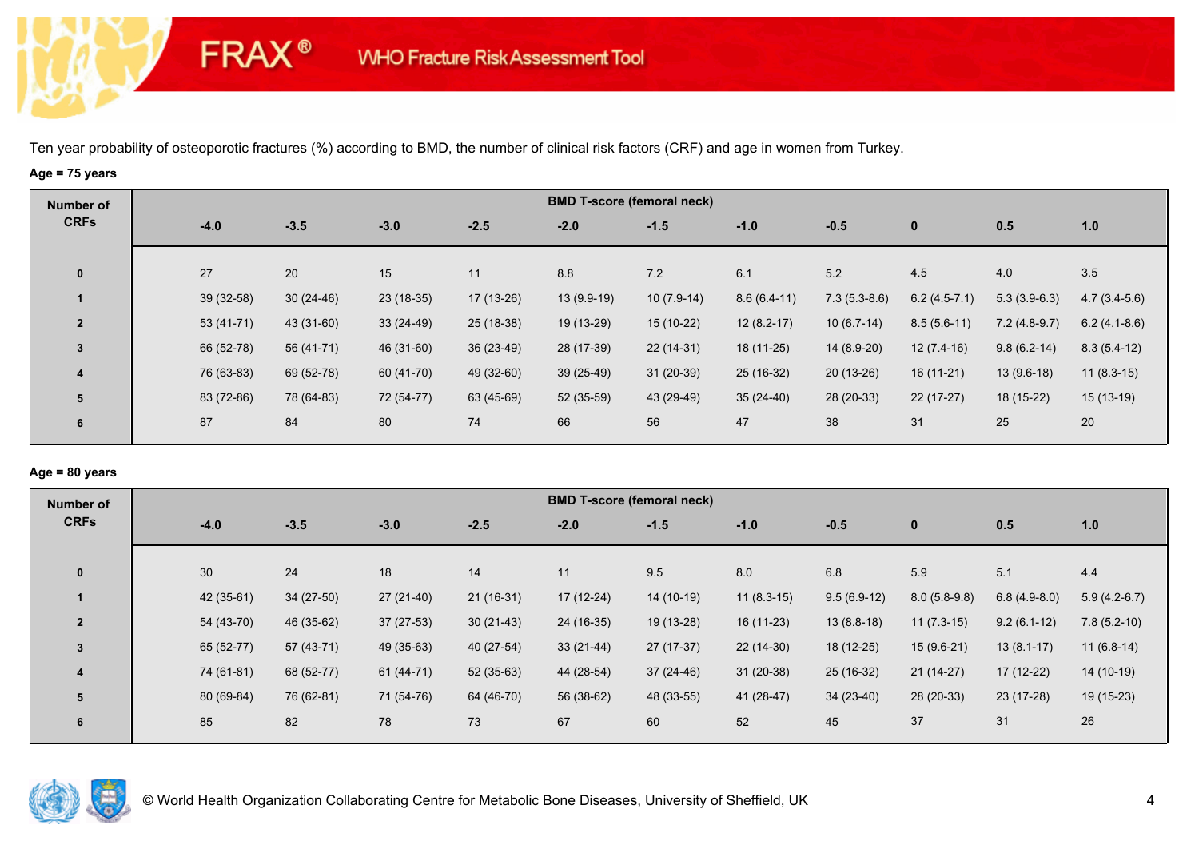Ten year probability of osteoporotic fractures (%) according to BMD, the number of clinical risk factors (CRF) and age in women from Turkey.

**Age = 75 years**

| Number of CRFs | BMD T-score (femoral neck) | | | | | | | | | | |
|---|---|---|---|---|---|---|---|---|---|---|---|
| | -4.0 | -3.5 | -3.0 | -2.5 | -2.0 | -1.5 | -1.0 | -0.5 | 0 | 0.5 | 1.0 |
| 0 | 27 | 20 | 15 | 11 | 8.8 | 7.2 | 6.1 | 5.2 | 4.5 | 4.0 | 3.5 |
| 1 | 39 (32-58) | 30 (24-46) | 23 (18-35) | 17 (13-26) | 13 (9.9-19) | 10 (7.9-14) | 8.6 (6.4-11) | 7.3 (5.3-8.6) | 6.2 (4.5-7.1) | 5.3 (3.9-6.3) | 4.7 (3.4-5.6) |
| 2 | 53 (41-71) | 43 (31-60) | 33 (24-49) | 25 (18-38) | 19 (13-29) | 15 (10-22) | 12 (8.2-17) | 10 (6.7-14) | 8.5 (5.6-11) | 7.2 (4.8-9.7) | 6.2 (4.1-8.6) |
| 3 | 66 (52-78) | 56 (41-71) | 46 (31-60) | 36 (23-49) | 28 (17-39) | 22 (14-31) | 18 (11-25) | 14 (8.9-20) | 12 (7.4-16) | 9.8 (6.2-14) | 8.3 (5.4-12) |
| 4 | 76 (63-83) | 69 (52-78) | 60 (41-70) | 49 (32-60) | 39 (25-49) | 31 (20-39) | 25 (16-32) | 20 (13-26) | 16 (11-21) | 13 (9.6-18) | 11 (8.3-15) |
| 5 | 83 (72-86) | 78 (64-83) | 72 (54-77) | 63 (45-69) | 52 (35-59) | 43 (29-49) | 35 (24-40) | 28 (20-33) | 22 (17-27) | 18 (15-22) | 15 (13-19) |
| 6 | 87 | 84 | 80 | 74 | 66 | 56 | 47 | 38 | 31 | 25 | 20 |

**Age = 80 years**

| Number of CRFs | BMD T-score (femoral neck) | | | | | | | | | | |
|---|---|---|---|---|---|---|---|---|---|---|---|
| | -4.0 | -3.5 | -3.0 | -2.5 | -2.0 | -1.5 | -1.0 | -0.5 | 0 | 0.5 | 1.0 |
| 0 | 30 | 24 | 18 | 14 | 11 | 9.5 | 8.0 | 6.8 | 5.9 | 5.1 | 4.4 |
| 1 | 42 (35-61) | 34 (27-50) | 27 (21-40) | 21 (16-31) | 17 (12-24) | 14 (10-19) | 11 (8.3-15) | 9.5 (6.9-12) | 8.0 (5.8-9.8) | 6.8 (4.9-8.0) | 5.9 (4.2-6.7) |
| 2 | 54 (43-70) | 46 (35-62) | 37 (27-53) | 30 (21-43) | 24 (16-35) | 19 (13-28) | 16 (11-23) | 13 (8.8-18) | 11 (7.3-15) | 9.2 (6.1-12) | 7.8 (5.2-10) |
| 3 | 65 (52-77) | 57 (43-71) | 49 (35-63) | 40 (27-54) | 33 (21-44) | 27 (17-37) | 22 (14-30) | 18 (12-25) | 15 (9.6-21) | 13 (8.1-17) | 11 (6.8-14) |
| 4 | 74 (61-81) | 68 (52-77) | 61 (44-71) | 52 (35-63) | 44 (28-54) | 37 (24-46) | 31 (20-38) | 25 (16-32) | 21 (14-27) | 17 (12-22) | 14 (10-19) |
| 5 | 80 (69-84) | 76 (62-81) | 71 (54-76) | 64 (46-70) | 56 (38-62) | 48 (33-55) | 41 (28-47) | 34 (23-40) | 28 (20-33) | 23 (17-28) | 19 (15-23) |
| 6 | 85 | 82 | 78 | 73 | 67 | 60 | 52 | 45 | 37 | 31 | 26 |

© World Health Organization Collaborating Centre for Metabolic Bone Diseases, University of Sheffield, UK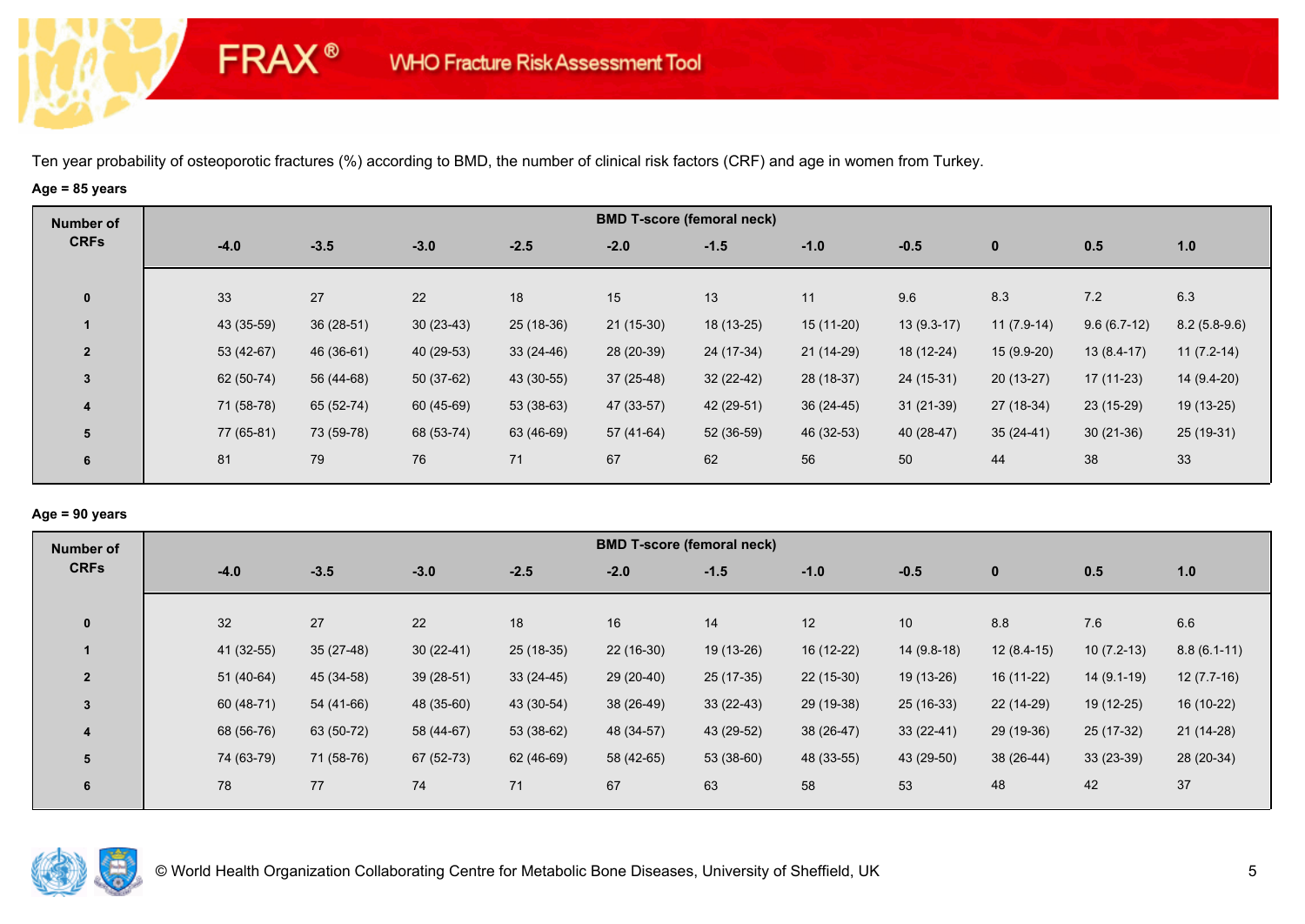Ten year probability of osteoporotic fractures (%) according to BMD, the number of clinical risk factors (CRF) and age in women from Turkey.

**Age = 85 years**

| Number of CRFs | BMD T-score (femoral neck) | | | | | | | | | | |
|---|---|---|---|---|---|---|---|---|---|---|---|
| | -4.0 | -3.5 | -3.0 | -2.5 | -2.0 | -1.5 | -1.0 | -0.5 | 0 | 0.5 | 1.0 |
| 0 | 33 | 27 | 22 | 18 | 15 | 13 | 11 | 9.6 | 8.3 | 7.2 | 6.3 |
| 1 | 43 (35-59) | 36 (28-51) | 30 (23-43) | 25 (18-36) | 21 (15-30) | 18 (13-25) | 15 (11-20) | 13 (9.3-17) | 11 (7.9-14) | 9.6 (6.7-12) | 8.2 (5.8-9.6) |
| 2 | 53 (42-67) | 46 (36-61) | 40 (29-53) | 33 (24-46) | 28 (20-39) | 24 (17-34) | 21 (14-29) | 18 (12-24) | 15 (9.9-20) | 13 (8.4-17) | 11 (7.2-14) |
| 3 | 62 (50-74) | 56 (44-68) | 50 (37-62) | 43 (30-55) | 37 (25-48) | 32 (22-42) | 28 (18-37) | 24 (15-31) | 20 (13-27) | 17 (11-23) | 14 (9.4-20) |
| 4 | 71 (58-78) | 65 (52-74) | 60 (45-69) | 53 (38-63) | 47 (33-57) | 42 (29-51) | 36 (24-45) | 31 (21-39) | 27 (18-34) | 23 (15-29) | 19 (13-25) |
| 5 | 77 (65-81) | 73 (59-78) | 68 (53-74) | 63 (46-69) | 57 (41-64) | 52 (36-59) | 46 (32-53) | 40 (28-47) | 35 (24-41) | 30 (21-36) | 25 (19-31) |
| 6 | 81 | 79 | 76 | 71 | 67 | 62 | 56 | 50 | 44 | 38 | 33 |

**Age = 90 years**

| Number of CRFs | BMD T-score (femoral neck) | | | | | | | | | | |
|---|---|---|---|---|---|---|---|---|---|---|---|
| | -4.0 | -3.5 | -3.0 | -2.5 | -2.0 | -1.5 | -1.0 | -0.5 | 0 | 0.5 | 1.0 |
| 0 | 32 | 27 | 22 | 18 | 16 | 14 | 12 | 10 | 8.8 | 7.6 | 6.6 |
| 1 | 41 (32-55) | 35 (27-48) | 30 (22-41) | 25 (18-35) | 22 (16-30) | 19 (13-26) | 16 (12-22) | 14 (9.8-18) | 12 (8.4-15) | 10 (7.2-13) | 8.8 (6.1-11) |
| 2 | 51 (40-64) | 45 (34-58) | 39 (28-51) | 33 (24-45) | 29 (20-40) | 25 (17-35) | 22 (15-30) | 19 (13-26) | 16 (11-22) | 14 (9.1-19) | 12 (7.7-16) |
| 3 | 60 (48-71) | 54 (41-66) | 48 (35-60) | 43 (30-54) | 38 (26-49) | 33 (22-43) | 29 (19-38) | 25 (16-33) | 22 (14-29) | 19 (12-25) | 16 (10-22) |
| 4 | 68 (56-76) | 63 (50-72) | 58 (44-67) | 53 (38-62) | 48 (34-57) | 43 (29-52) | 38 (26-47) | 33 (22-41) | 29 (19-36) | 25 (17-32) | 21 (14-28) |
| 5 | 74 (63-79) | 71 (58-76) | 67 (52-73) | 62 (46-69) | 58 (42-65) | 53 (38-60) | 48 (33-55) | 43 (29-50) | 38 (26-44) | 33 (23-39) | 28 (20-34) |
| 6 | 78 | 77 | 74 | 71 | 67 | 63 | 58 | 53 | 48 | 42 | 37 |

© World Health Organization Collaborating Centre for Metabolic Bone Diseases, University of Sheffield, UK